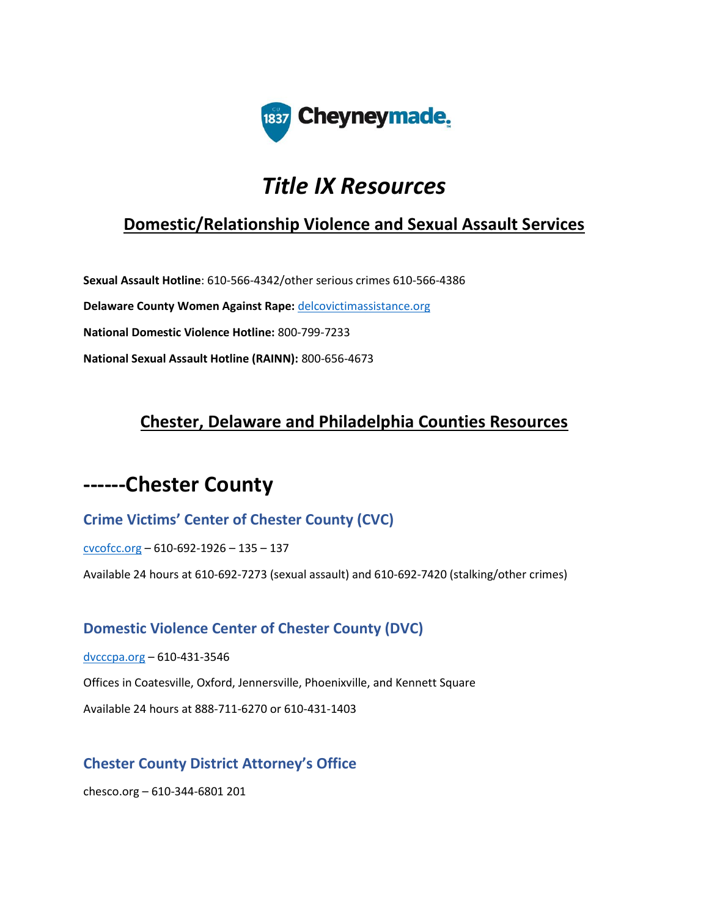# *Title IX Resources*

## Domestic/Relationship Violence and Sexual Assault Services

**Sexual Assault Hotline**: 610-566-4342/other serious crimes 610-566-4386

**Delaware County Women Against Rape:** [delcovictimassistance.org](delcovictimassistance.org)

**National Domestic Violence Hotline:** 800-799-7233

**National Sexual Assault Hotline (RAINN):** 800-656-4673

## Chester, Delaware and Philadelphia Counties Resources

# ------Chester County

### Crime Victims' Center of Chester County (CVC)

[cvcofcc.org](cvcofcc.org) – 610-692-1926 – 135 – 137

Available 24 hours at 610-692-7273 (sexual assault) and 610-692-7420 (stalking/other crimes)

### Domestic Violence Center of Chester County (DVC)

[dvcccpa.org](dvcccpa.org) – 610-431-3546

Offices in Coatesville, Oxford, Jennersville, Phoenixville, and Kennett Square

Available 24 hours at 888-711-6270 or 610-431-1403

### Chester County District Attorney's Office

chesco.org – 610-344-6801 201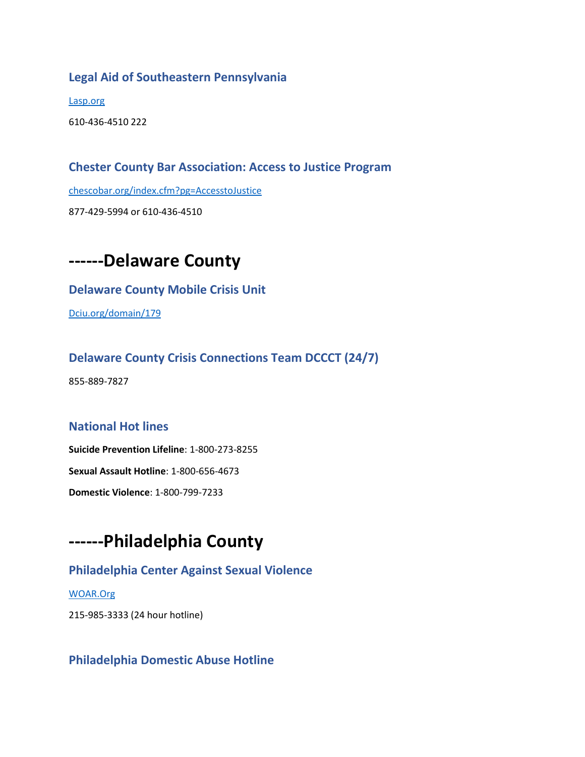### Legal Aid of Southeastern Pennsylvania

[Lasp.org](Lasp.org)

610-436-4510 222

### Chester County Bar Association: Access to Justice Program

[chescobar.org/index.cfm?pg=AccesstoJustice](chescobar.org/index.cfm?pg=AccesstoJustice)

877-429-5994 or 610-436-4510

# ------Delaware County

### Delaware County Mobile Crisis Unit

[Dciu.org/domain/179](Dciu.org/domain/179)

### Delaware County Crisis Connections Team DCCCT (24/7)

855-889-7827

### National Hot lines

**Suicide Prevention Lifeline**: 1-800-273-8255

**Sexual Assault Hotline**: 1-800-656-4673

**Domestic Violence**: 1-800-799-7233

# ------Philadelphia County

### Philadelphia Center Against Sexual Violence

[WOAR.Org](WOAR.Org)

215-985-3333 (24 hour hotline)

### Philadelphia Domestic Abuse Hotline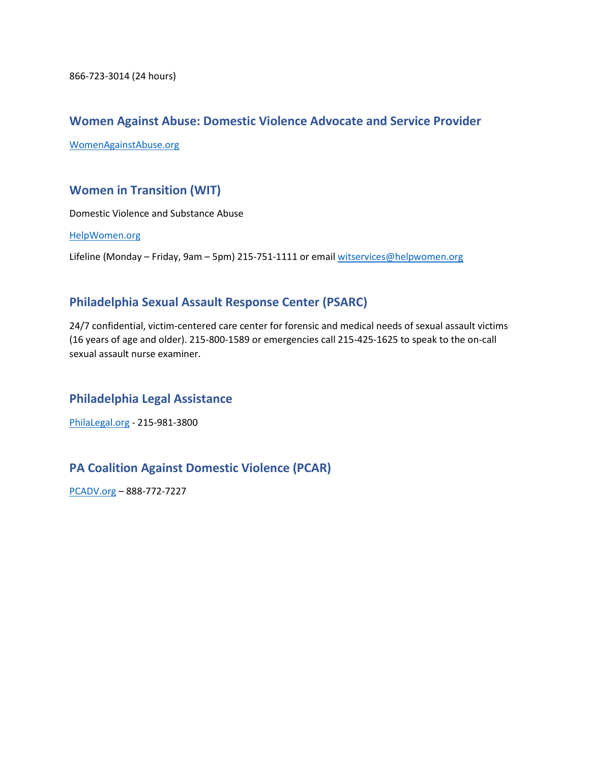866-723-3014 (24 hours)

## Women Against Abuse: Domestic Violence Advocate and Service Provider

[WomenAgainstAbuse.org](WomenAgainstAbuse.org)

## Women in Transition (WIT)

Domestic Violence and Substance Abuse

[HelpWomen.org](HelpWomen.org)

Lifeline (Monday – Friday, 9am – 5pm) 215-751-1111 or email [witservices@helpwomen.org](mailto:witservices@helpwomen.org)

## Philadelphia Sexual Assault Response Center (PSARC)

24/7 confidential, victim-centered care center for forensic and medical needs of sexual assault victims (16 years of age and older). 215-800-1589 or emergencies call 215-425-1625 to speak to the on-call sexual assault nurse examiner.

## Philadelphia Legal Assistance

[PhilaLegal.org](PhilaLegal.org) - 215-981-3800

## PA Coalition Against Domestic Violence (PCAR)

[PCADV.org](PCADV.org) – 888-772-7227